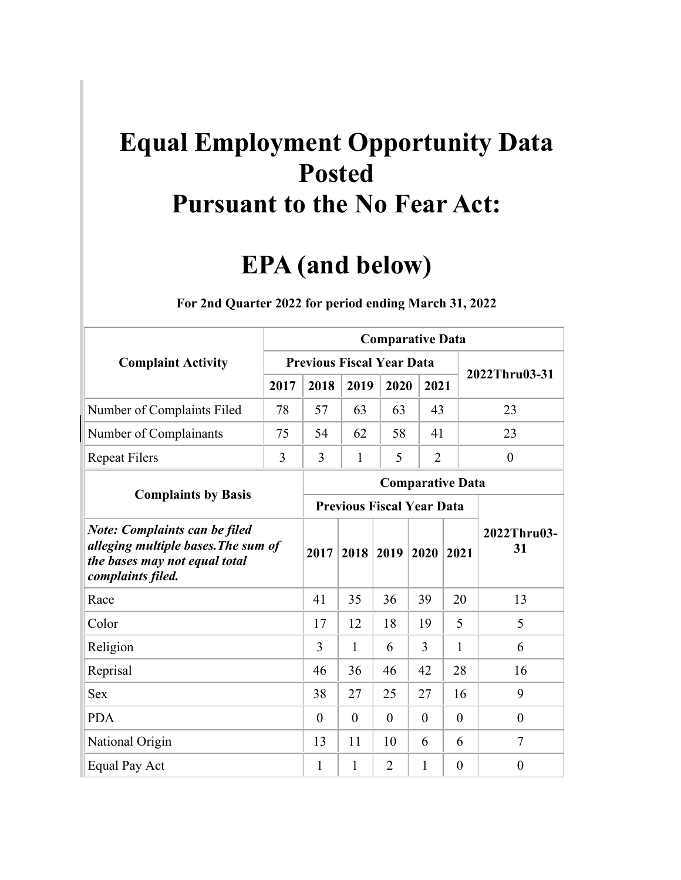# Equal Employment Opportunity Data Posted Pursuant to the No Fear Act:

# EPA (and below)

**For 2nd Quarter 2022 for period ending March 31, 2022**

| Complaint Activity | Comparative Data | | | | | |
|---|---|---|---|---|---|---|
| | Previous Fiscal Year Data | | | | | 2022Thru03-31 |
| | 2017 | 2018 | 2019 | 2020 | 2021 | |
| Number of Complaints Filed | 78 | 57 | 63 | 63 | 43 | 23 |
| Number of Complainants | 75 | 54 | 62 | 58 | 41 | 23 |
| Repeat Filers | 3 | 3 | 1 | 5 | 2 | 0 |

| Complaints by Basis | Comparative Data | | | | | |
|---|---|---|---|---|---|---|
| | Previous Fiscal Year Data | | | | | 2022Thru03-31 |
| ***Note: Complaints can be filed alleging multiple bases.The sum of the bases may not equal total complaints filed.*** | 2017 | 2018 | 2019 | 2020 | 2021 | |
| Race | 41 | 35 | 36 | 39 | 20 | 13 |
| Color | 17 | 12 | 18 | 19 | 5 | 5 |
| Religion | 3 | 1 | 6 | 3 | 1 | 6 |
| Reprisal | 46 | 36 | 46 | 42 | 28 | 16 |
| Sex | 38 | 27 | 25 | 27 | 16 | 9 |
| PDA | 0 | 0 | 0 | 0 | 0 | 0 |
| National Origin | 13 | 11 | 10 | 6 | 6 | 7 |
| Equal Pay Act | 1 | 1 | 2 | 1 | 0 | 0 |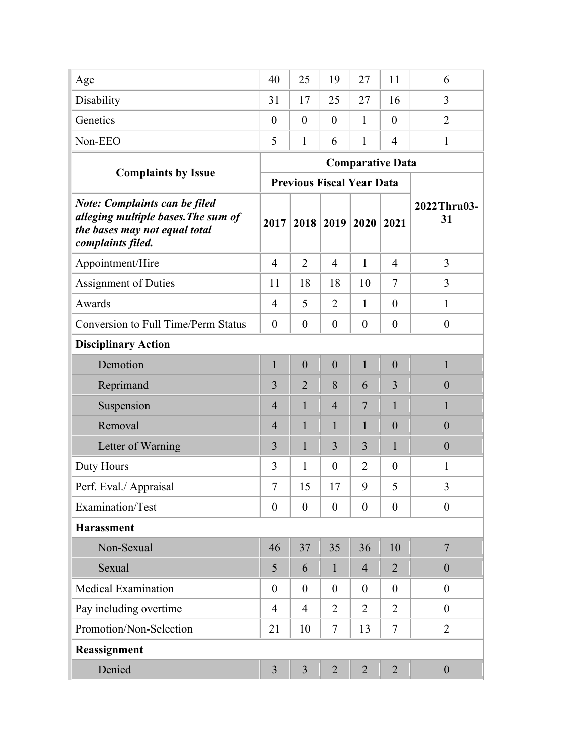| | | | | | | |
|---|---|---|---|---|---|---|
| Age | 40 | 25 | 19 | 27 | 11 | 6 |
| Disability | 31 | 17 | 25 | 27 | 16 | 3 |
| Genetics | 0 | 0 | 0 | 1 | 0 | 2 |
| Non-EEO | 5 | 1 | 6 | 1 | 4 | 1 |

| **Complaints by Issue** | **Comparative Data** | | | | | |
|---|---|---|---|---|---|---|
| | **Previous Fiscal Year Data** | | | | | |
| ***Note: Complaints can be filed alleging multiple bases.The sum of the bases may not equal total complaints filed.*** | **2017** | **2018** | **2019** | **2020** | **2021** | **2022Thru03-31** |
| Appointment/Hire | 4 | 2 | 4 | 1 | 4 | 3 |
| Assignment of Duties | 11 | 18 | 18 | 10 | 7 | 3 |
| Awards | 4 | 5 | 2 | 1 | 0 | 1 |
| Conversion to Full Time/Perm Status | 0 | 0 | 0 | 0 | 0 | 0 |
| **Disciplinary Action** | | | | | | |
| Demotion | 1 | 0 | 0 | 1 | 0 | 1 |
| Reprimand | 3 | 2 | 8 | 6 | 3 | 0 |
| Suspension | 4 | 1 | 4 | 7 | 1 | 1 |
| Removal | 4 | 1 | 1 | 1 | 0 | 0 |
| Letter of Warning | 3 | 1 | 3 | 3 | 1 | 0 |
| Duty Hours | 3 | 1 | 0 | 2 | 0 | 1 |
| Perf. Eval./ Appraisal | 7 | 15 | 17 | 9 | 5 | 3 |
| Examination/Test | 0 | 0 | 0 | 0 | 0 | 0 |
| **Harassment** | | | | | | |
| Non-Sexual | 46 | 37 | 35 | 36 | 10 | 7 |
| Sexual | 5 | 6 | 1 | 4 | 2 | 0 |
| Medical Examination | 0 | 0 | 0 | 0 | 0 | 0 |
| Pay including overtime | 4 | 4 | 2 | 2 | 2 | 0 |
| Promotion/Non-Selection | 21 | 10 | 7 | 13 | 7 | 2 |
| **Reassignment** | | | | | | |
| Denied | 3 | 3 | 2 | 2 | 2 | 0 |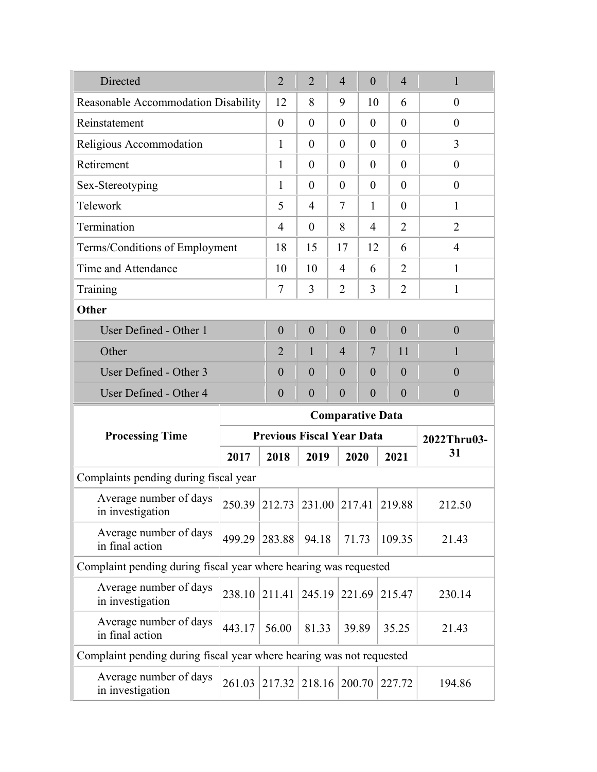| | | | | | | |
|---|---|---|---|---|---|---|
| Directed | 2 | 2 | 4 | 0 | 4 | 1 |
| Reasonable Accommodation Disability | 12 | 8 | 9 | 10 | 6 | 0 |
| Reinstatement | 0 | 0 | 0 | 0 | 0 | 0 |
| Religious Accommodation | 1 | 0 | 0 | 0 | 0 | 3 |
| Retirement | 1 | 0 | 0 | 0 | 0 | 0 |
| Sex-Stereotyping | 1 | 0 | 0 | 0 | 0 | 0 |
| Telework | 5 | 4 | 7 | 1 | 0 | 1 |
| Termination | 4 | 0 | 8 | 4 | 2 | 2 |
| Terms/Conditions of Employment | 18 | 15 | 17 | 12 | 6 | 4 |
| Time and Attendance | 10 | 10 | 4 | 6 | 2 | 1 |
| Training | 7 | 3 | 2 | 3 | 2 | 1 |
| **Other** | | | | | | |
| User Defined - Other 1 | 0 | 0 | 0 | 0 | 0 | 0 |
| Other | 2 | 1 | 4 | 7 | 11 | 1 |
| User Defined - Other 3 | 0 | 0 | 0 | 0 | 0 | 0 |
| User Defined - Other 4 | 0 | 0 | 0 | 0 | 0 | 0 |

| **Processing Time** | **Comparative Data** | | | | | |
|---|---|---|---|---|---|---|
| | **Previous Fiscal Year Data** | | | | | **2022Thru03-31** |
| | **2017** | **2018** | **2019** | **2020** | **2021** | |
| Complaints pending during fiscal year | | | | | | |
| Average number of days in investigation | 250.39 | 212.73 | 231.00 | 217.41 | 219.88 | 212.50 |
| Average number of days in final action | 499.29 | 283.88 | 94.18 | 71.73 | 109.35 | 21.43 |
| Complaint pending during fiscal year where hearing was requested | | | | | | |
| Average number of days in investigation | 238.10 | 211.41 | 245.19 | 221.69 | 215.47 | 230.14 |
| Average number of days in final action | 443.17 | 56.00 | 81.33 | 39.89 | 35.25 | 21.43 |
| Complaint pending during fiscal year where hearing was not requested | | | | | | |
| Average number of days in investigation | 261.03 | 217.32 | 218.16 | 200.70 | 227.72 | 194.86 |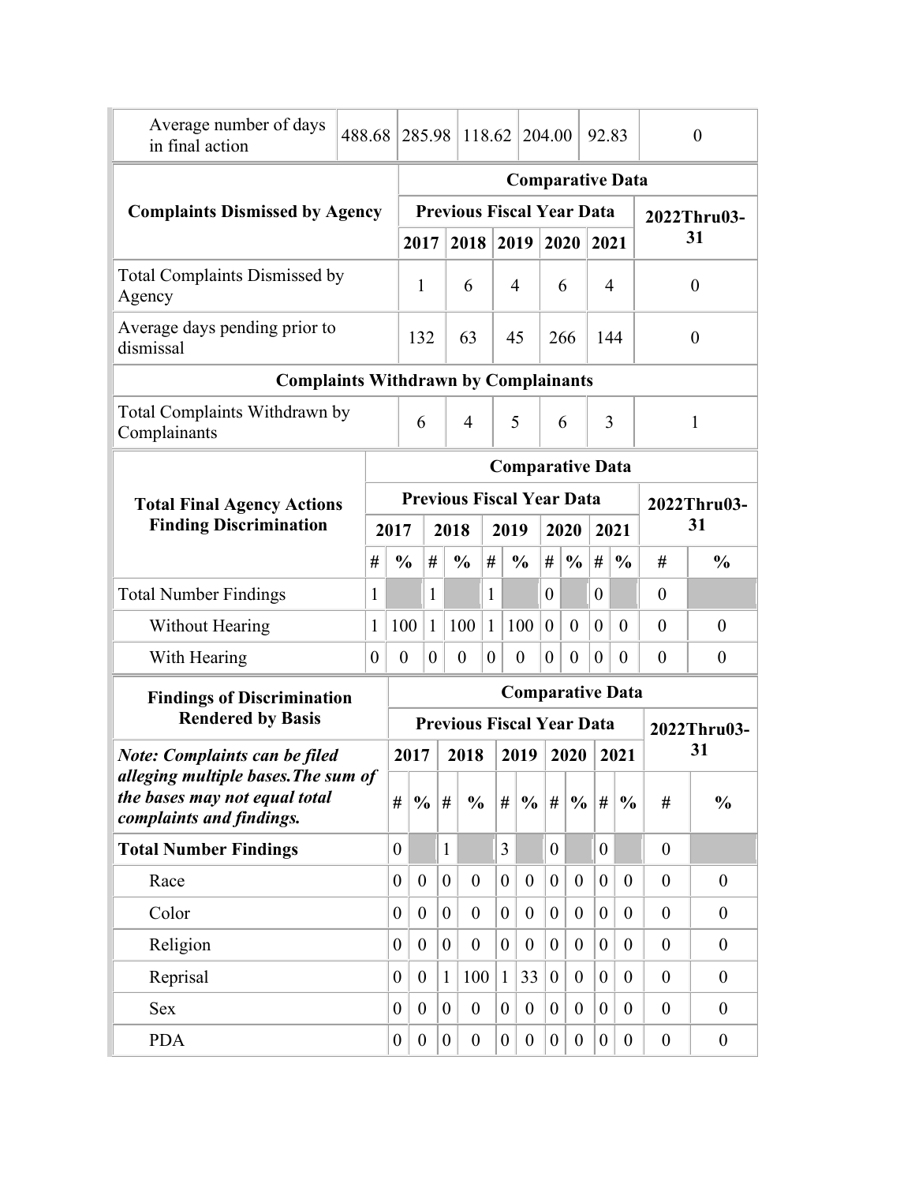| Average number of days in final action | 488.68 | 285.98 | 118.62 | 204.00 | 92.83 | 0 |
|---|---|---|---|---|---|---|

| Complaints Dismissed by Agency | Comparative Data | | | | | |
|---|---|---|---|---|---|---|
| | Previous Fiscal Year Data | | | | | 2022Thru03-31 |
| | 2017 | 2018 | 2019 | 2020 | 2021 | |
| Total Complaints Dismissed by Agency | 1 | 6 | 4 | 6 | 4 | 0 |
| Average days pending prior to dismissal | 132 | 63 | 45 | 266 | 144 | 0 |
| **Complaints Withdrawn by Complainants** | | | | | | |
| Total Complaints Withdrawn by Complainants | 6 | 4 | 5 | 6 | 3 | 1 |

| Total Final Agency Actions Finding Discrimination | Comparative Data | | | | | | | | | | | |
|---|---|---|---|---|---|---|---|---|---|---|---|---|
| | Previous Fiscal Year Data | | | | | | | | | | 2022Thru03-31 | |
| | 2017 | | 2018 | | 2019 | | 2020 | | 2021 | | | |
| | # | % | # | % | # | % | # | % | # | % | # | % |
| Total Number Findings | 1 | | 1 | | 1 | | 0 | | 0 | | 0 | |
| Without Hearing | 1 | 100 | 1 | 100 | 1 | 100 | 0 | 0 | 0 | 0 | 0 | 0 |
| With Hearing | 0 | 0 | 0 | 0 | 0 | 0 | 0 | 0 | 0 | 0 | 0 | 0 |

| Findings of Discrimination Rendered by Basis | Comparative Data | | | | | | | | | | | |
|---|---|---|---|---|---|---|---|---|---|---|---|---|
| | Previous Fiscal Year Data | | | | | | | | | | 2022Thru03-31 | |
| *Note: Complaints can be filed alleging multiple bases.The sum of the bases may not equal total complaints and findings.* | 2017 | | 2018 | | 2019 | | 2020 | | 2021 | | | |
| | # | % | # | % | # | % | # | % | # | % | # | % |
| **Total Number Findings** | 0 | | 1 | | 3 | | 0 | | 0 | | 0 | |
| Race | 0 | 0 | 0 | 0 | 0 | 0 | 0 | 0 | 0 | 0 | 0 | 0 |
| Color | 0 | 0 | 0 | 0 | 0 | 0 | 0 | 0 | 0 | 0 | 0 | 0 |
| Religion | 0 | 0 | 0 | 0 | 0 | 0 | 0 | 0 | 0 | 0 | 0 | 0 |
| Reprisal | 0 | 0 | 1 | 100 | 1 | 33 | 0 | 0 | 0 | 0 | 0 | 0 |
| Sex | 0 | 0 | 0 | 0 | 0 | 0 | 0 | 0 | 0 | 0 | 0 | 0 |
| PDA | 0 | 0 | 0 | 0 | 0 | 0 | 0 | 0 | 0 | 0 | 0 | 0 |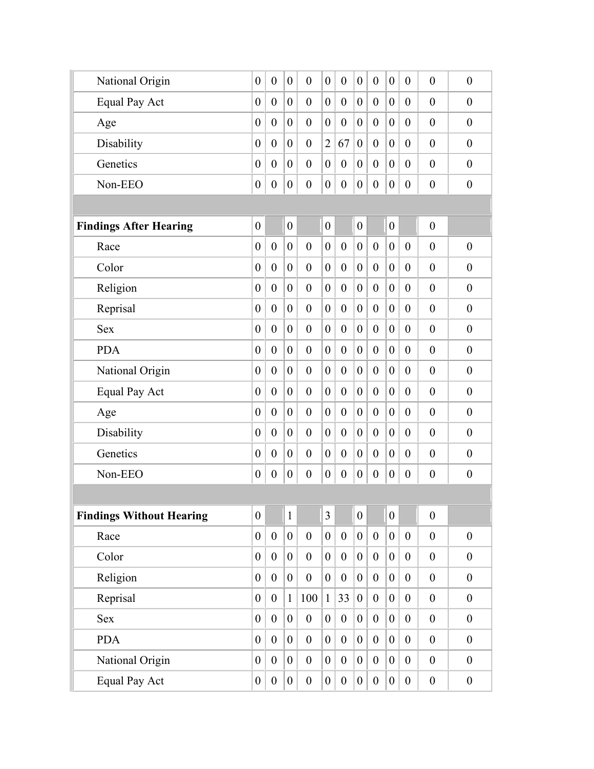| | | | | | | | | | | | | |
|---|---|---|---|---|---|---|---|---|---|---|---|---|
| National Origin | 0 | 0 | 0 | 0 | 0 | 0 | 0 | 0 | 0 | 0 | 0 | 0 |
| Equal Pay Act | 0 | 0 | 0 | 0 | 0 | 0 | 0 | 0 | 0 | 0 | 0 | 0 |
| Age | 0 | 0 | 0 | 0 | 0 | 0 | 0 | 0 | 0 | 0 | 0 | 0 |
| Disability | 0 | 0 | 0 | 0 | 2 | 67 | 0 | 0 | 0 | 0 | 0 | 0 |
| Genetics | 0 | 0 | 0 | 0 | 0 | 0 | 0 | 0 | 0 | 0 | 0 | 0 |
| Non-EEO | 0 | 0 | 0 | 0 | 0 | 0 | 0 | 0 | 0 | 0 | 0 | 0 |
| | | | | | | | | | | | | |
| **Findings After Hearing** | 0 | | 0 | | 0 | | 0 | | 0 | | 0 | |
| Race | 0 | 0 | 0 | 0 | 0 | 0 | 0 | 0 | 0 | 0 | 0 | 0 |
| Color | 0 | 0 | 0 | 0 | 0 | 0 | 0 | 0 | 0 | 0 | 0 | 0 |
| Religion | 0 | 0 | 0 | 0 | 0 | 0 | 0 | 0 | 0 | 0 | 0 | 0 |
| Reprisal | 0 | 0 | 0 | 0 | 0 | 0 | 0 | 0 | 0 | 0 | 0 | 0 |
| Sex | 0 | 0 | 0 | 0 | 0 | 0 | 0 | 0 | 0 | 0 | 0 | 0 |
| PDA | 0 | 0 | 0 | 0 | 0 | 0 | 0 | 0 | 0 | 0 | 0 | 0 |
| National Origin | 0 | 0 | 0 | 0 | 0 | 0 | 0 | 0 | 0 | 0 | 0 | 0 |
| Equal Pay Act | 0 | 0 | 0 | 0 | 0 | 0 | 0 | 0 | 0 | 0 | 0 | 0 |
| Age | 0 | 0 | 0 | 0 | 0 | 0 | 0 | 0 | 0 | 0 | 0 | 0 |
| Disability | 0 | 0 | 0 | 0 | 0 | 0 | 0 | 0 | 0 | 0 | 0 | 0 |
| Genetics | 0 | 0 | 0 | 0 | 0 | 0 | 0 | 0 | 0 | 0 | 0 | 0 |
| Non-EEO | 0 | 0 | 0 | 0 | 0 | 0 | 0 | 0 | 0 | 0 | 0 | 0 |
| | | | | | | | | | | | | |
| **Findings Without Hearing** | 0 | | 1 | | 3 | | 0 | | 0 | | 0 | |
| Race | 0 | 0 | 0 | 0 | 0 | 0 | 0 | 0 | 0 | 0 | 0 | 0 |
| Color | 0 | 0 | 0 | 0 | 0 | 0 | 0 | 0 | 0 | 0 | 0 | 0 |
| Religion | 0 | 0 | 0 | 0 | 0 | 0 | 0 | 0 | 0 | 0 | 0 | 0 |
| Reprisal | 0 | 0 | 1 | 100 | 1 | 33 | 0 | 0 | 0 | 0 | 0 | 0 |
| Sex | 0 | 0 | 0 | 0 | 0 | 0 | 0 | 0 | 0 | 0 | 0 | 0 |
| PDA | 0 | 0 | 0 | 0 | 0 | 0 | 0 | 0 | 0 | 0 | 0 | 0 |
| National Origin | 0 | 0 | 0 | 0 | 0 | 0 | 0 | 0 | 0 | 0 | 0 | 0 |
| Equal Pay Act | 0 | 0 | 0 | 0 | 0 | 0 | 0 | 0 | 0 | 0 | 0 | 0 |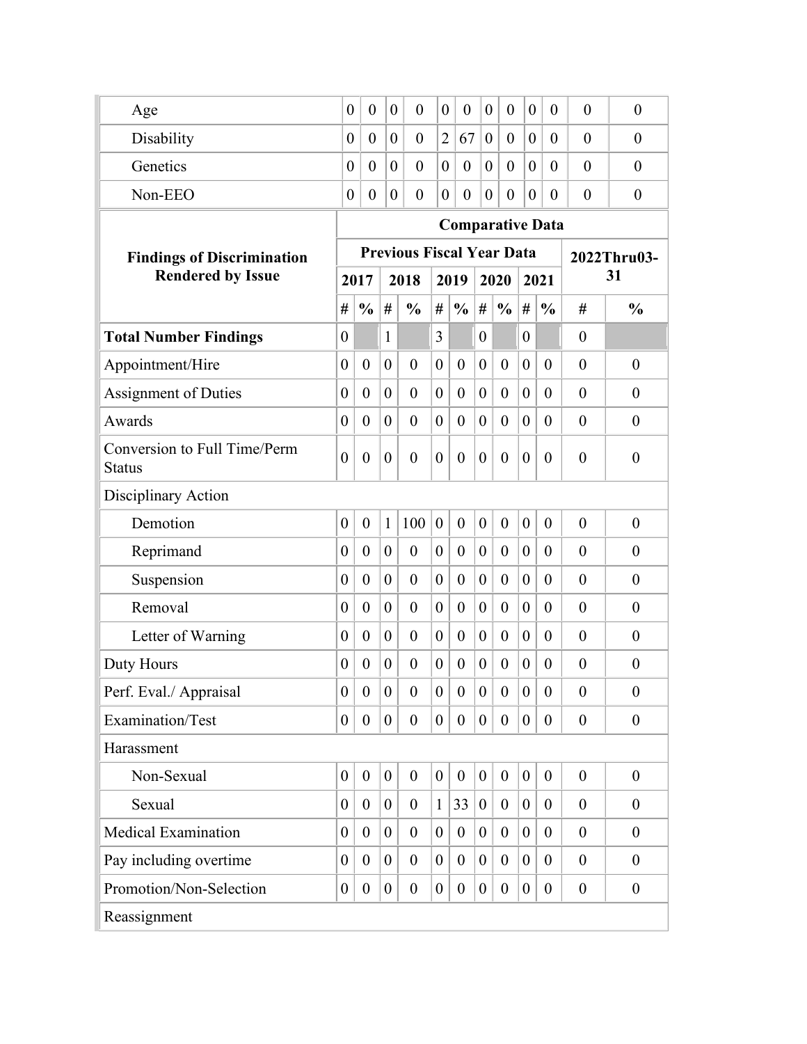| | | | | | | | | | | | | |
|---|---|---|---|---|---|---|---|---|---|---|---|---|
| Age | 0 | 0 | 0 | 0 | 0 | 0 | 0 | 0 | 0 | 0 | 0 | 0 |
| Disability | 0 | 0 | 0 | 0 | 2 | 67 | 0 | 0 | 0 | 0 | 0 | 0 |
| Genetics | 0 | 0 | 0 | 0 | 0 | 0 | 0 | 0 | 0 | 0 | 0 | 0 |
| Non-EEO | 0 | 0 | 0 | 0 | 0 | 0 | 0 | 0 | 0 | 0 | 0 | 0 |

| Findings of Discrimination Rendered by Issue | Comparative Data | | | | | | | | | | | |
|---|---|---|---|---|---|---|---|---|---|---|---|---|
| | Previous Fiscal Year Data | | | | | | | | | | 2022Thru03-31 | |
| | 2017 | | 2018 | | 2019 | | 2020 | | 2021 | | | |
| | # | % | # | % | # | % | # | % | # | % | # | % |
| **Total Number Findings** | 0 | | 1 | | 3 | | 0 | | 0 | | 0 | |
| Appointment/Hire | 0 | 0 | 0 | 0 | 0 | 0 | 0 | 0 | 0 | 0 | 0 | 0 |
| Assignment of Duties | 0 | 0 | 0 | 0 | 0 | 0 | 0 | 0 | 0 | 0 | 0 | 0 |
| Awards | 0 | 0 | 0 | 0 | 0 | 0 | 0 | 0 | 0 | 0 | 0 | 0 |
| Conversion to Full Time/Perm Status | 0 | 0 | 0 | 0 | 0 | 0 | 0 | 0 | 0 | 0 | 0 | 0 |
| Disciplinary Action | | | | | | | | | | | | |
| Demotion | 0 | 0 | 1 | 100 | 0 | 0 | 0 | 0 | 0 | 0 | 0 | 0 |
| Reprimand | 0 | 0 | 0 | 0 | 0 | 0 | 0 | 0 | 0 | 0 | 0 | 0 |
| Suspension | 0 | 0 | 0 | 0 | 0 | 0 | 0 | 0 | 0 | 0 | 0 | 0 |
| Removal | 0 | 0 | 0 | 0 | 0 | 0 | 0 | 0 | 0 | 0 | 0 | 0 |
| Letter of Warning | 0 | 0 | 0 | 0 | 0 | 0 | 0 | 0 | 0 | 0 | 0 | 0 |
| Duty Hours | 0 | 0 | 0 | 0 | 0 | 0 | 0 | 0 | 0 | 0 | 0 | 0 |
| Perf. Eval./ Appraisal | 0 | 0 | 0 | 0 | 0 | 0 | 0 | 0 | 0 | 0 | 0 | 0 |
| Examination/Test | 0 | 0 | 0 | 0 | 0 | 0 | 0 | 0 | 0 | 0 | 0 | 0 |
| Harassment | | | | | | | | | | | | |
| Non-Sexual | 0 | 0 | 0 | 0 | 0 | 0 | 0 | 0 | 0 | 0 | 0 | 0 |
| Sexual | 0 | 0 | 0 | 0 | 1 | 33 | 0 | 0 | 0 | 0 | 0 | 0 |
| Medical Examination | 0 | 0 | 0 | 0 | 0 | 0 | 0 | 0 | 0 | 0 | 0 | 0 |
| Pay including overtime | 0 | 0 | 0 | 0 | 0 | 0 | 0 | 0 | 0 | 0 | 0 | 0 |
| Promotion/Non-Selection | 0 | 0 | 0 | 0 | 0 | 0 | 0 | 0 | 0 | 0 | 0 | 0 |
| Reassignment | | | | | | | | | | | | |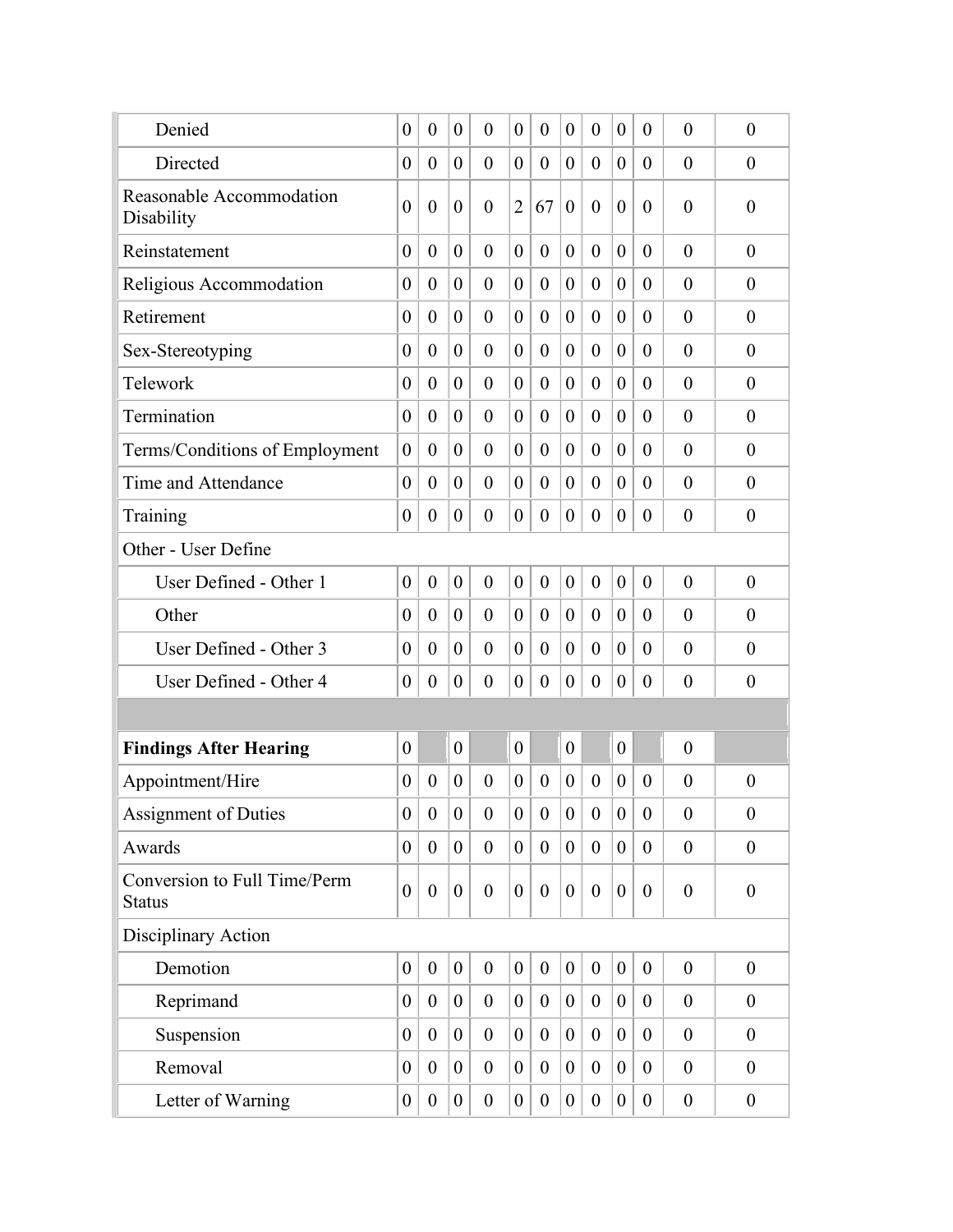| | | | | | | | | | | | | |
|---|---|---|---|---|---|---|---|---|---|---|---|---|
| Denied | 0 | 0 | 0 | 0 | 0 | 0 | 0 | 0 | 0 | 0 | 0 | 0 |
| Directed | 0 | 0 | 0 | 0 | 0 | 0 | 0 | 0 | 0 | 0 | 0 | 0 |
| Reasonable Accommodation Disability | 0 | 0 | 0 | 0 | 2 | 67 | 0 | 0 | 0 | 0 | 0 | 0 |
| Reinstatement | 0 | 0 | 0 | 0 | 0 | 0 | 0 | 0 | 0 | 0 | 0 | 0 |
| Religious Accommodation | 0 | 0 | 0 | 0 | 0 | 0 | 0 | 0 | 0 | 0 | 0 | 0 |
| Retirement | 0 | 0 | 0 | 0 | 0 | 0 | 0 | 0 | 0 | 0 | 0 | 0 |
| Sex-Stereotyping | 0 | 0 | 0 | 0 | 0 | 0 | 0 | 0 | 0 | 0 | 0 | 0 |
| Telework | 0 | 0 | 0 | 0 | 0 | 0 | 0 | 0 | 0 | 0 | 0 | 0 |
| Termination | 0 | 0 | 0 | 0 | 0 | 0 | 0 | 0 | 0 | 0 | 0 | 0 |
| Terms/Conditions of Employment | 0 | 0 | 0 | 0 | 0 | 0 | 0 | 0 | 0 | 0 | 0 | 0 |
| Time and Attendance | 0 | 0 | 0 | 0 | 0 | 0 | 0 | 0 | 0 | 0 | 0 | 0 |
| Training | 0 | 0 | 0 | 0 | 0 | 0 | 0 | 0 | 0 | 0 | 0 | 0 |
| Other - User Define | | | | | | | | | | | | |
| User Defined - Other 1 | 0 | 0 | 0 | 0 | 0 | 0 | 0 | 0 | 0 | 0 | 0 | 0 |
| Other | 0 | 0 | 0 | 0 | 0 | 0 | 0 | 0 | 0 | 0 | 0 | 0 |
| User Defined - Other 3 | 0 | 0 | 0 | 0 | 0 | 0 | 0 | 0 | 0 | 0 | 0 | 0 |
| User Defined - Other 4 | 0 | 0 | 0 | 0 | 0 | 0 | 0 | 0 | 0 | 0 | 0 | 0 |
| | | | | | | | | | | | | |
| **Findings After Hearing** | 0 | | 0 | | 0 | | 0 | | 0 | | 0 | |
| Appointment/Hire | 0 | 0 | 0 | 0 | 0 | 0 | 0 | 0 | 0 | 0 | 0 | 0 |
| Assignment of Duties | 0 | 0 | 0 | 0 | 0 | 0 | 0 | 0 | 0 | 0 | 0 | 0 |
| Awards | 0 | 0 | 0 | 0 | 0 | 0 | 0 | 0 | 0 | 0 | 0 | 0 |
| Conversion to Full Time/Perm Status | 0 | 0 | 0 | 0 | 0 | 0 | 0 | 0 | 0 | 0 | 0 | 0 |
| Disciplinary Action | | | | | | | | | | | | |
| Demotion | 0 | 0 | 0 | 0 | 0 | 0 | 0 | 0 | 0 | 0 | 0 | 0 |
| Reprimand | 0 | 0 | 0 | 0 | 0 | 0 | 0 | 0 | 0 | 0 | 0 | 0 |
| Suspension | 0 | 0 | 0 | 0 | 0 | 0 | 0 | 0 | 0 | 0 | 0 | 0 |
| Removal | 0 | 0 | 0 | 0 | 0 | 0 | 0 | 0 | 0 | 0 | 0 | 0 |
| Letter of Warning | 0 | 0 | 0 | 0 | 0 | 0 | 0 | 0 | 0 | 0 | 0 | 0 |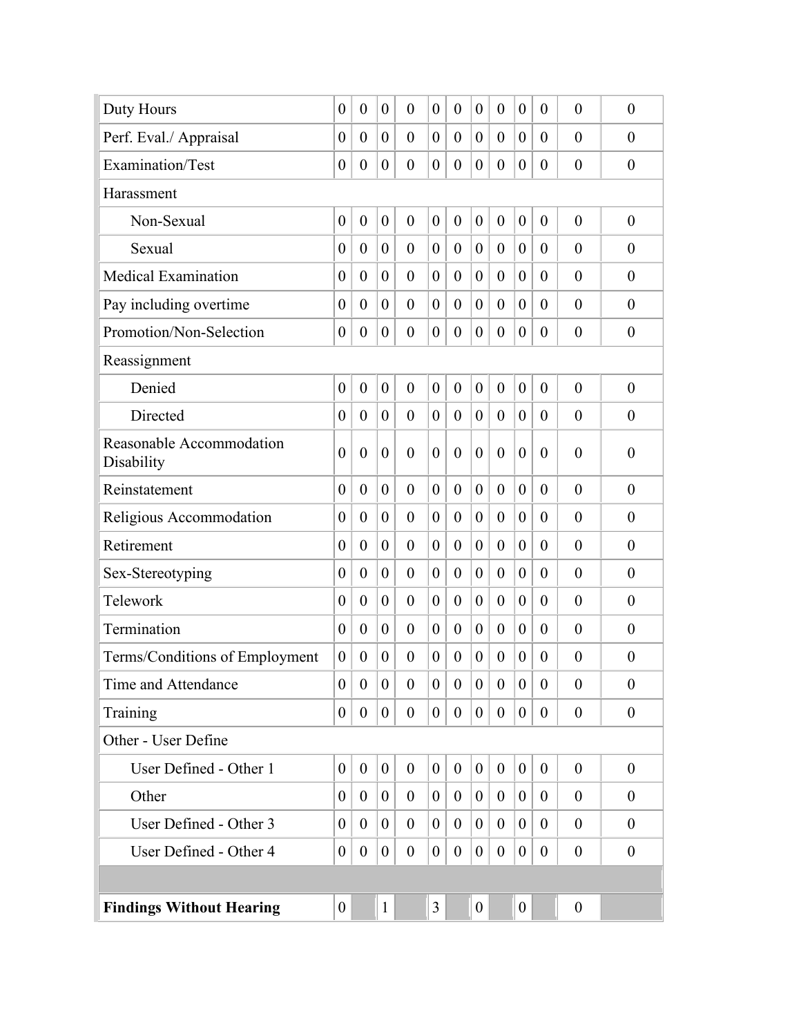| | | | | | | | | | | | | |
|---|---|---|---|---|---|---|---|---|---|---|---|---|
| Duty Hours | 0 | 0 | 0 | 0 | 0 | 0 | 0 | 0 | 0 | 0 | 0 | 0 |
| Perf. Eval./ Appraisal | 0 | 0 | 0 | 0 | 0 | 0 | 0 | 0 | 0 | 0 | 0 | 0 |
| Examination/Test | 0 | 0 | 0 | 0 | 0 | 0 | 0 | 0 | 0 | 0 | 0 | 0 |
| Harassment | | | | | | | | | | | | |
| Non-Sexual | 0 | 0 | 0 | 0 | 0 | 0 | 0 | 0 | 0 | 0 | 0 | 0 |
| Sexual | 0 | 0 | 0 | 0 | 0 | 0 | 0 | 0 | 0 | 0 | 0 | 0 |
| Medical Examination | 0 | 0 | 0 | 0 | 0 | 0 | 0 | 0 | 0 | 0 | 0 | 0 |
| Pay including overtime | 0 | 0 | 0 | 0 | 0 | 0 | 0 | 0 | 0 | 0 | 0 | 0 |
| Promotion/Non-Selection | 0 | 0 | 0 | 0 | 0 | 0 | 0 | 0 | 0 | 0 | 0 | 0 |
| Reassignment | | | | | | | | | | | | |
| Denied | 0 | 0 | 0 | 0 | 0 | 0 | 0 | 0 | 0 | 0 | 0 | 0 |
| Directed | 0 | 0 | 0 | 0 | 0 | 0 | 0 | 0 | 0 | 0 | 0 | 0 |
| Reasonable Accommodation Disability | 0 | 0 | 0 | 0 | 0 | 0 | 0 | 0 | 0 | 0 | 0 | 0 |
| Reinstatement | 0 | 0 | 0 | 0 | 0 | 0 | 0 | 0 | 0 | 0 | 0 | 0 |
| Religious Accommodation | 0 | 0 | 0 | 0 | 0 | 0 | 0 | 0 | 0 | 0 | 0 | 0 |
| Retirement | 0 | 0 | 0 | 0 | 0 | 0 | 0 | 0 | 0 | 0 | 0 | 0 |
| Sex-Stereotyping | 0 | 0 | 0 | 0 | 0 | 0 | 0 | 0 | 0 | 0 | 0 | 0 |
| Telework | 0 | 0 | 0 | 0 | 0 | 0 | 0 | 0 | 0 | 0 | 0 | 0 |
| Termination | 0 | 0 | 0 | 0 | 0 | 0 | 0 | 0 | 0 | 0 | 0 | 0 |
| Terms/Conditions of Employment | 0 | 0 | 0 | 0 | 0 | 0 | 0 | 0 | 0 | 0 | 0 | 0 |
| Time and Attendance | 0 | 0 | 0 | 0 | 0 | 0 | 0 | 0 | 0 | 0 | 0 | 0 |
| Training | 0 | 0 | 0 | 0 | 0 | 0 | 0 | 0 | 0 | 0 | 0 | 0 |
| Other - User Define | | | | | | | | | | | | |
| User Defined - Other 1 | 0 | 0 | 0 | 0 | 0 | 0 | 0 | 0 | 0 | 0 | 0 | 0 |
| Other | 0 | 0 | 0 | 0 | 0 | 0 | 0 | 0 | 0 | 0 | 0 | 0 |
| User Defined - Other 3 | 0 | 0 | 0 | 0 | 0 | 0 | 0 | 0 | 0 | 0 | 0 | 0 |
| User Defined - Other 4 | 0 | 0 | 0 | 0 | 0 | 0 | 0 | 0 | 0 | 0 | 0 | 0 |
| | | | | | | | | | | | | |
| **Findings Without Hearing** | 0 | | 1 | | 3 | | 0 | | 0 | | 0 | |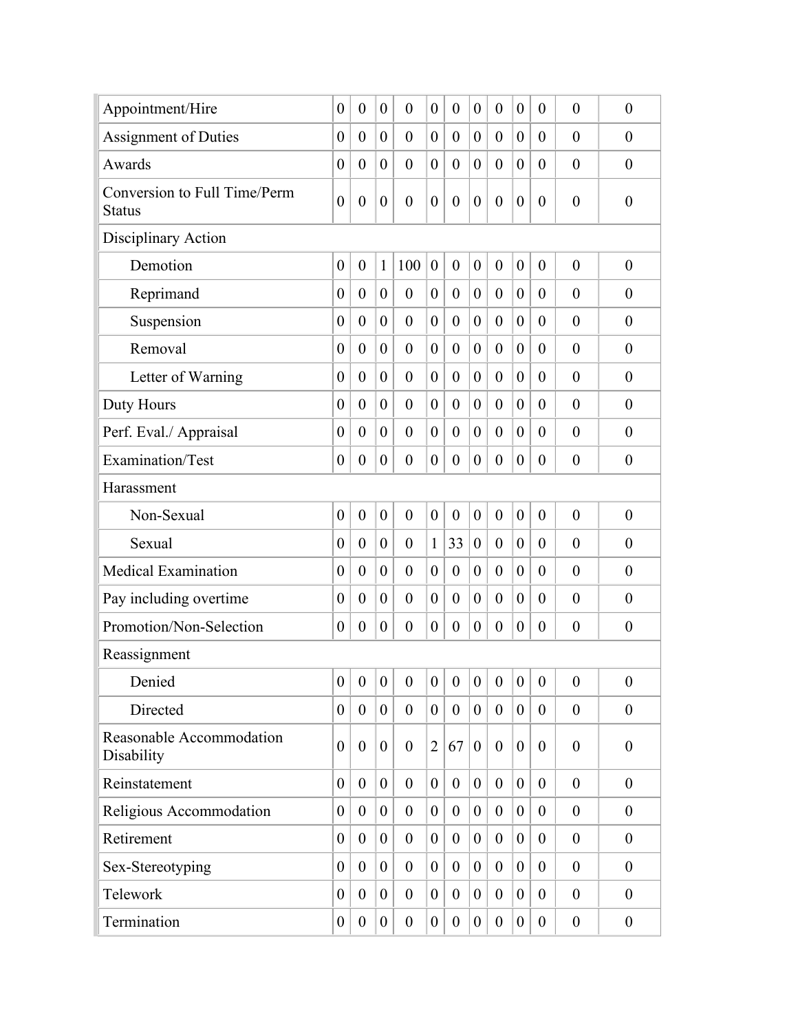| | | | | | | | | | | | | |
|---|---|---|---|---|---|---|---|---|---|---|---|---|
| Appointment/Hire | 0 | 0 | 0 | 0 | 0 | 0 | 0 | 0 | 0 | 0 | 0 | 0 |
| Assignment of Duties | 0 | 0 | 0 | 0 | 0 | 0 | 0 | 0 | 0 | 0 | 0 | 0 |
| Awards | 0 | 0 | 0 | 0 | 0 | 0 | 0 | 0 | 0 | 0 | 0 | 0 |
| Conversion to Full Time/Perm Status | 0 | 0 | 0 | 0 | 0 | 0 | 0 | 0 | 0 | 0 | 0 | 0 |
| Disciplinary Action | | | | | | | | | | | | |
| Demotion | 0 | 0 | 1 | 100 | 0 | 0 | 0 | 0 | 0 | 0 | 0 | 0 |
| Reprimand | 0 | 0 | 0 | 0 | 0 | 0 | 0 | 0 | 0 | 0 | 0 | 0 |
| Suspension | 0 | 0 | 0 | 0 | 0 | 0 | 0 | 0 | 0 | 0 | 0 | 0 |
| Removal | 0 | 0 | 0 | 0 | 0 | 0 | 0 | 0 | 0 | 0 | 0 | 0 |
| Letter of Warning | 0 | 0 | 0 | 0 | 0 | 0 | 0 | 0 | 0 | 0 | 0 | 0 |
| Duty Hours | 0 | 0 | 0 | 0 | 0 | 0 | 0 | 0 | 0 | 0 | 0 | 0 |
| Perf. Eval./ Appraisal | 0 | 0 | 0 | 0 | 0 | 0 | 0 | 0 | 0 | 0 | 0 | 0 |
| Examination/Test | 0 | 0 | 0 | 0 | 0 | 0 | 0 | 0 | 0 | 0 | 0 | 0 |
| Harassment | | | | | | | | | | | | |
| Non-Sexual | 0 | 0 | 0 | 0 | 0 | 0 | 0 | 0 | 0 | 0 | 0 | 0 |
| Sexual | 0 | 0 | 0 | 0 | 1 | 33 | 0 | 0 | 0 | 0 | 0 | 0 |
| Medical Examination | 0 | 0 | 0 | 0 | 0 | 0 | 0 | 0 | 0 | 0 | 0 | 0 |
| Pay including overtime | 0 | 0 | 0 | 0 | 0 | 0 | 0 | 0 | 0 | 0 | 0 | 0 |
| Promotion/Non-Selection | 0 | 0 | 0 | 0 | 0 | 0 | 0 | 0 | 0 | 0 | 0 | 0 |
| Reassignment | | | | | | | | | | | | |
| Denied | 0 | 0 | 0 | 0 | 0 | 0 | 0 | 0 | 0 | 0 | 0 | 0 |
| Directed | 0 | 0 | 0 | 0 | 0 | 0 | 0 | 0 | 0 | 0 | 0 | 0 |
| Reasonable Accommodation Disability | 0 | 0 | 0 | 0 | 2 | 67 | 0 | 0 | 0 | 0 | 0 | 0 |
| Reinstatement | 0 | 0 | 0 | 0 | 0 | 0 | 0 | 0 | 0 | 0 | 0 | 0 |
| Religious Accommodation | 0 | 0 | 0 | 0 | 0 | 0 | 0 | 0 | 0 | 0 | 0 | 0 |
| Retirement | 0 | 0 | 0 | 0 | 0 | 0 | 0 | 0 | 0 | 0 | 0 | 0 |
| Sex-Stereotyping | 0 | 0 | 0 | 0 | 0 | 0 | 0 | 0 | 0 | 0 | 0 | 0 |
| Telework | 0 | 0 | 0 | 0 | 0 | 0 | 0 | 0 | 0 | 0 | 0 | 0 |
| Termination | 0 | 0 | 0 | 0 | 0 | 0 | 0 | 0 | 0 | 0 | 0 | 0 |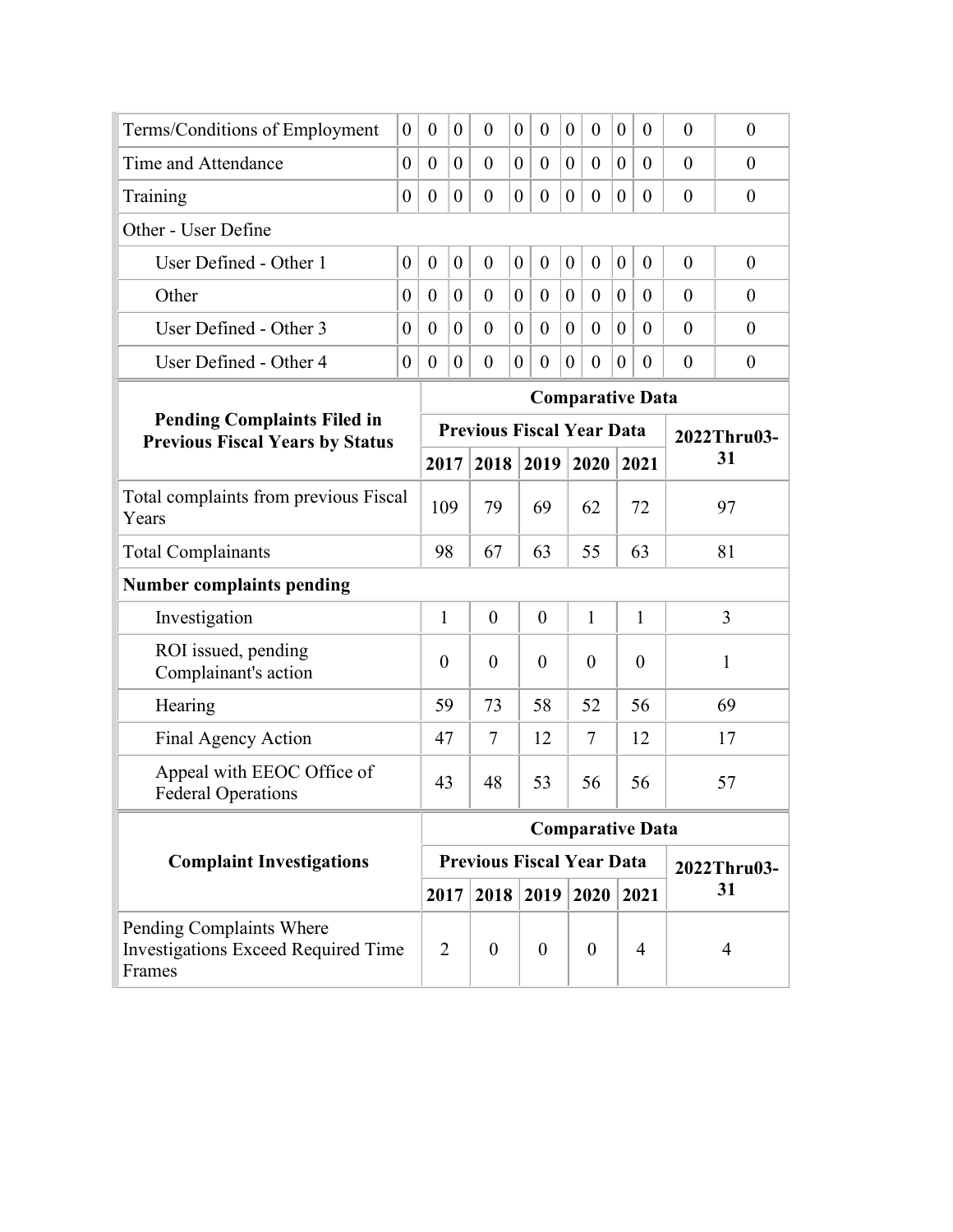| | | | | | | | | | | | | |
|---|---|---|---|---|---|---|---|---|---|---|---|---|
| Terms/Conditions of Employment | 0 | 0 | 0 | 0 | 0 | 0 | 0 | 0 | 0 | 0 | 0 | 0 |
| Time and Attendance | 0 | 0 | 0 | 0 | 0 | 0 | 0 | 0 | 0 | 0 | 0 | 0 |
| Training | 0 | 0 | 0 | 0 | 0 | 0 | 0 | 0 | 0 | 0 | 0 | 0 |
| Other - User Define | | | | | | | | | | | | |
| User Defined - Other 1 | 0 | 0 | 0 | 0 | 0 | 0 | 0 | 0 | 0 | 0 | 0 | 0 |
| Other | 0 | 0 | 0 | 0 | 0 | 0 | 0 | 0 | 0 | 0 | 0 | 0 |
| User Defined - Other 3 | 0 | 0 | 0 | 0 | 0 | 0 | 0 | 0 | 0 | 0 | 0 | 0 |
| User Defined - Other 4 | 0 | 0 | 0 | 0 | 0 | 0 | 0 | 0 | 0 | 0 | 0 | 0 |

| **Pending Complaints Filed in Previous Fiscal Years by Status** | **Comparative Data** | | | | | |
|---|---|---|---|---|---|---|
| | **Previous Fiscal Year Data** | | | | | **2022Thru03-31** |
| | **2017** | **2018** | **2019** | **2020** | **2021** | |
| Total complaints from previous Fiscal Years | 109 | 79 | 69 | 62 | 72 | 97 |
| Total Complainants | 98 | 67 | 63 | 55 | 63 | 81 |
| **Number complaints pending** | | | | | | |
| Investigation | 1 | 0 | 0 | 1 | 1 | 3 |
| ROI issued, pending Complainant's action | 0 | 0 | 0 | 0 | 0 | 1 |
| Hearing | 59 | 73 | 58 | 52 | 56 | 69 |
| Final Agency Action | 47 | 7 | 12 | 7 | 12 | 17 |
| Appeal with EEOC Office of Federal Operations | 43 | 48 | 53 | 56 | 56 | 57 |

| **Complaint Investigations** | **Comparative Data** | | | | | |
|---|---|---|---|---|---|---|
| | **Previous Fiscal Year Data** | | | | | **2022Thru03-31** |
| | **2017** | **2018** | **2019** | **2020** | **2021** | |
| Pending Complaints Where Investigations Exceed Required Time Frames | 2 | 0 | 0 | 0 | 4 | 4 |